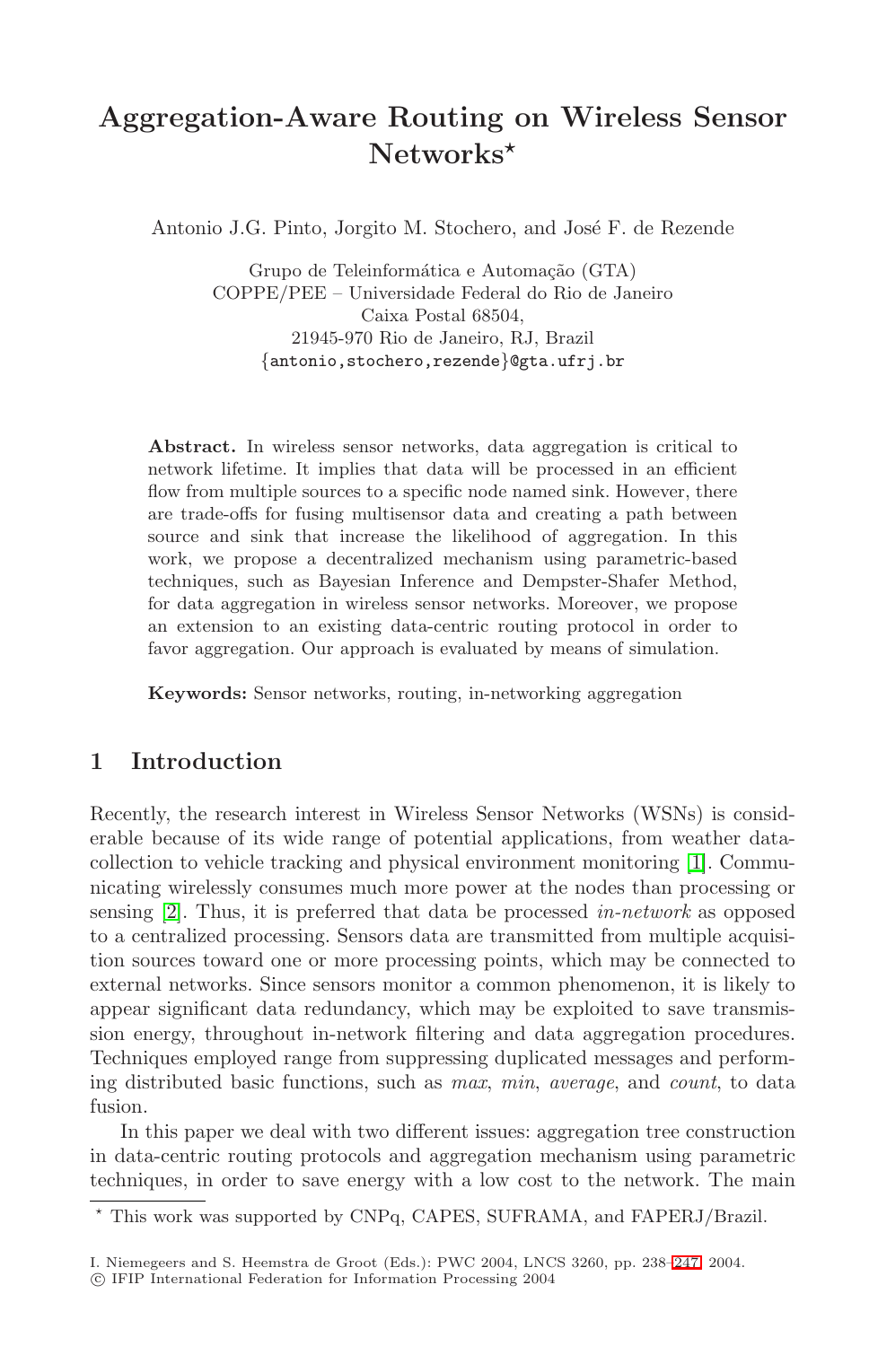# Aggregation-Aware Routing on Wireless Sensor Networks*

Antonio J.G. Pinto, Jorgito M. Stochero, and José F. de Rezende

Grupo de Teleinformática e Automação (GTA)
COPPE/PEE – Universidade Federal do Rio de Janeiro
Caixa Postal 68504,
21945-970 Rio de Janeiro, RJ, Brazil
{antonio,stochero,rezende}@gta.ufrj.br

**Abstract.** In wireless sensor networks, data aggregation is critical to network lifetime. It implies that data will be processed in an efficient flow from multiple sources to a specific node named sink. However, there are trade-offs for fusing multisensor data and creating a path between source and sink that increase the likelihood of aggregation. In this work, we propose a decentralized mechanism using parametric-based techniques, such as Bayesian Inference and Dempster-Shafer Method, for data aggregation in wireless sensor networks. Moreover, we propose an extension to an existing data-centric routing protocol in order to favor aggregation. Our approach is evaluated by means of simulation.

**Keywords:** Sensor networks, routing, in-networking aggregation

## 1 Introduction

Recently, the research interest in Wireless Sensor Networks (WSNs) is considerable because of its wide range of potential applications, from weather data-collection to vehicle tracking and physical environment monitoring [1]. Communicating wirelessly consumes much more power at the nodes than processing or sensing [2]. Thus, it is preferred that data be processed *in-network* as opposed to a centralized processing. Sensors data are transmitted from multiple acquisition sources toward one or more processing points, which may be connected to external networks. Since sensors monitor a common phenomenon, it is likely to appear significant data redundancy, which may be exploited to save transmission energy, throughout in-network filtering and data aggregation procedures. Techniques employed range from suppressing duplicated messages and performing distributed basic functions, such as *max*, *min*, *average*, and *count*, to data fusion.

In this paper we deal with two different issues: aggregation tree construction in data-centric routing protocols and aggregation mechanism using parametric techniques, in order to save energy with a low cost to the network. The main

* This work was supported by CNPq, CAPES, SUFRAMA, and FAPERJ/Brazil.

I. Niemegeers and S. Heemstra de Groot (Eds.): PWC 2004, LNCS 3260, pp. 238–247, 2004.
© IFIP International Federation for Information Processing 2004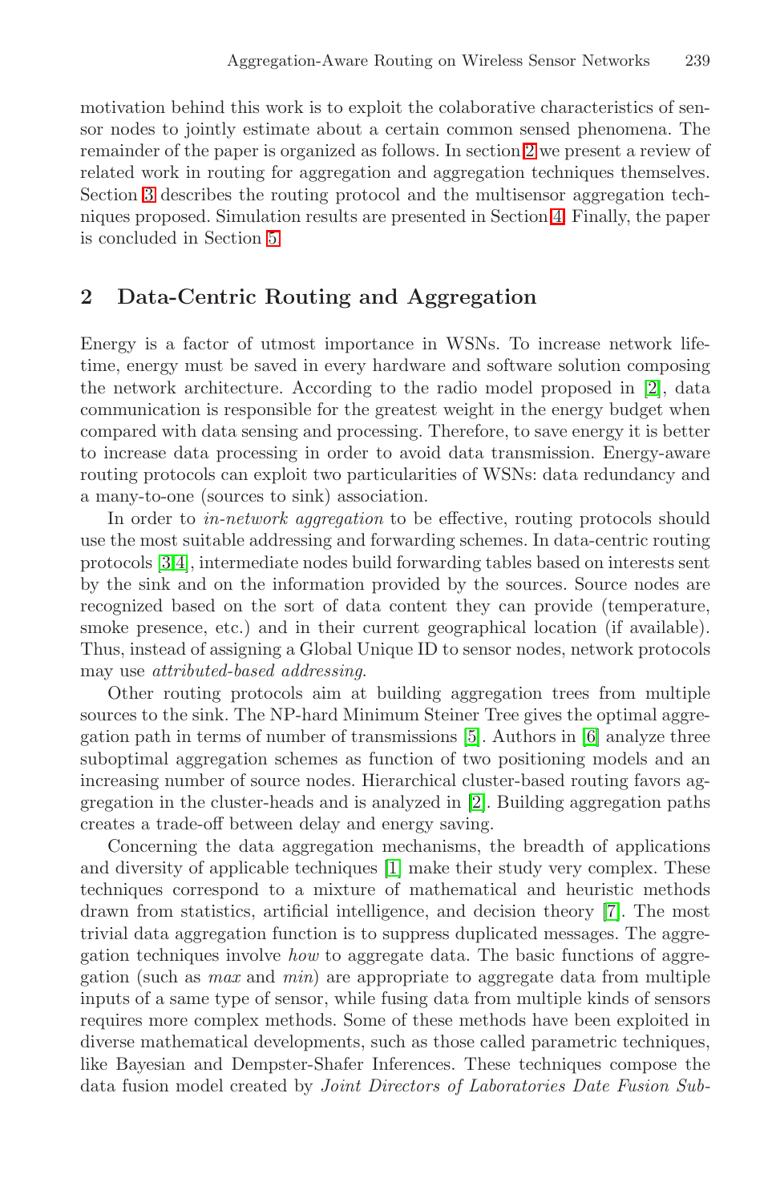motivation behind this work is to exploit the colaborative characteristics of sensor nodes to jointly estimate about a certain common sensed phenomena. The remainder of the paper is organized as follows. In section 2 we present a review of related work in routing for aggregation and aggregation techniques themselves. Section 3 describes the routing protocol and the multisensor aggregation techniques proposed. Simulation results are presented in Section 4. Finally, the paper is concluded in Section 5.

## 2 Data-Centric Routing and Aggregation

Energy is a factor of utmost importance in WSNs. To increase network lifetime, energy must be saved in every hardware and software solution composing the network architecture. According to the radio model proposed in [2], data communication is responsible for the greatest weight in the energy budget when compared with data sensing and processing. Therefore, to save energy it is better to increase data processing in order to avoid data transmission. Energy-aware routing protocols can exploit two particularities of WSNs: data redundancy and a many-to-one (sources to sink) association.

In order to *in-network aggregation* to be effective, routing protocols should use the most suitable addressing and forwarding schemes. In data-centric routing protocols [3,4], intermediate nodes build forwarding tables based on interests sent by the sink and on the information provided by the sources. Source nodes are recognized based on the sort of data content they can provide (temperature, smoke presence, etc.) and in their current geographical location (if available). Thus, instead of assigning a Global Unique ID to sensor nodes, network protocols may use *attributed-based addressing*.

Other routing protocols aim at building aggregation trees from multiple sources to the sink. The NP-hard Minimum Steiner Tree gives the optimal aggregation path in terms of number of transmissions [5]. Authors in [6] analyze three suboptimal aggregation schemes as function of two positioning models and an increasing number of source nodes. Hierarchical cluster-based routing favors aggregation in the cluster-heads and is analyzed in [2]. Building aggregation paths creates a trade-off between delay and energy saving.

Concerning the data aggregation mechanisms, the breadth of applications and diversity of applicable techniques [1] make their study very complex. These techniques correspond to a mixture of mathematical and heuristic methods drawn from statistics, artificial intelligence, and decision theory [7]. The most trivial data aggregation function is to suppress duplicated messages. The aggregation techniques involve *how* to aggregate data. The basic functions of aggregation (such as *max* and *min*) are appropriate to aggregate data from multiple inputs of a same type of sensor, while fusing data from multiple kinds of sensors requires more complex methods. Some of these methods have been exploited in diverse mathematical developments, such as those called parametric techniques, like Bayesian and Dempster-Shafer Inferences. These techniques compose the data fusion model created by *Joint Directors of Laboratories Date Fusion Sub-*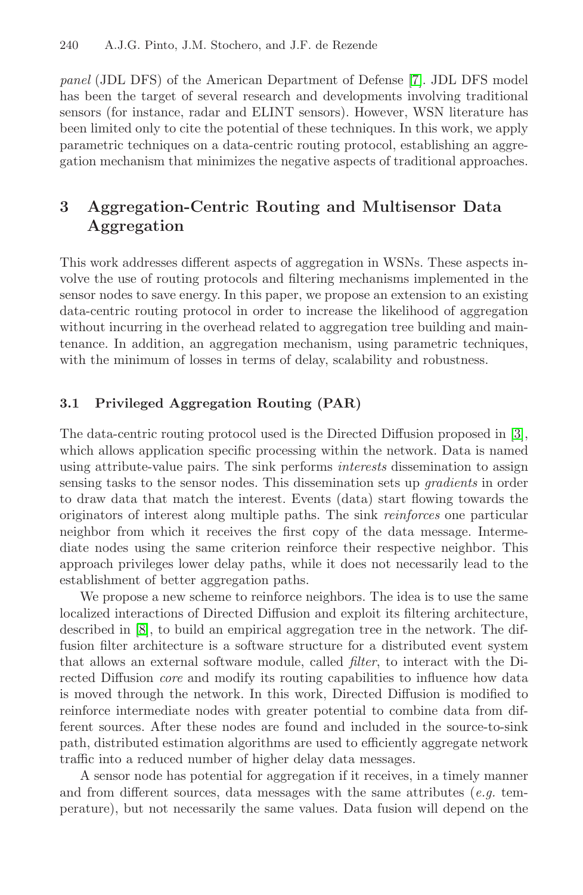*panel* (JDL DFS) of the American Department of Defense [7]. JDL DFS model has been the target of several research and developments involving traditional sensors (for instance, radar and ELINT sensors). However, WSN literature has been limited only to cite the potential of these techniques. In this work, we apply parametric techniques on a data-centric routing protocol, establishing an aggregation mechanism that minimizes the negative aspects of traditional approaches.

## 3 Aggregation-Centric Routing and Multisensor Data Aggregation

This work addresses different aspects of aggregation in WSNs. These aspects involve the use of routing protocols and filtering mechanisms implemented in the sensor nodes to save energy. In this paper, we propose an extension to an existing data-centric routing protocol in order to increase the likelihood of aggregation without incurring in the overhead related to aggregation tree building and maintenance. In addition, an aggregation mechanism, using parametric techniques, with the minimum of losses in terms of delay, scalability and robustness.

### 3.1 Privileged Aggregation Routing (PAR)

The data-centric routing protocol used is the Directed Diffusion proposed in [3], which allows application specific processing within the network. Data is named using attribute-value pairs. The sink performs *interests* dissemination to assign sensing tasks to the sensor nodes. This dissemination sets up *gradients* in order to draw data that match the interest. Events (data) start flowing towards the originators of interest along multiple paths. The sink *reinforces* one particular neighbor from which it receives the first copy of the data message. Intermediate nodes using the same criterion reinforce their respective neighbor. This approach privileges lower delay paths, while it does not necessarily lead to the establishment of better aggregation paths.

We propose a new scheme to reinforce neighbors. The idea is to use the same localized interactions of Directed Diffusion and exploit its filtering architecture, described in [8], to build an empirical aggregation tree in the network. The diffusion filter architecture is a software structure for a distributed event system that allows an external software module, called *filter*, to interact with the Directed Diffusion *core* and modify its routing capabilities to influence how data is moved through the network. In this work, Directed Diffusion is modified to reinforce intermediate nodes with greater potential to combine data from different sources. After these nodes are found and included in the source-to-sink path, distributed estimation algorithms are used to efficiently aggregate network traffic into a reduced number of higher delay data messages.

A sensor node has potential for aggregation if it receives, in a timely manner and from different sources, data messages with the same attributes (*e.g.* temperature), but not necessarily the same values. Data fusion will depend on the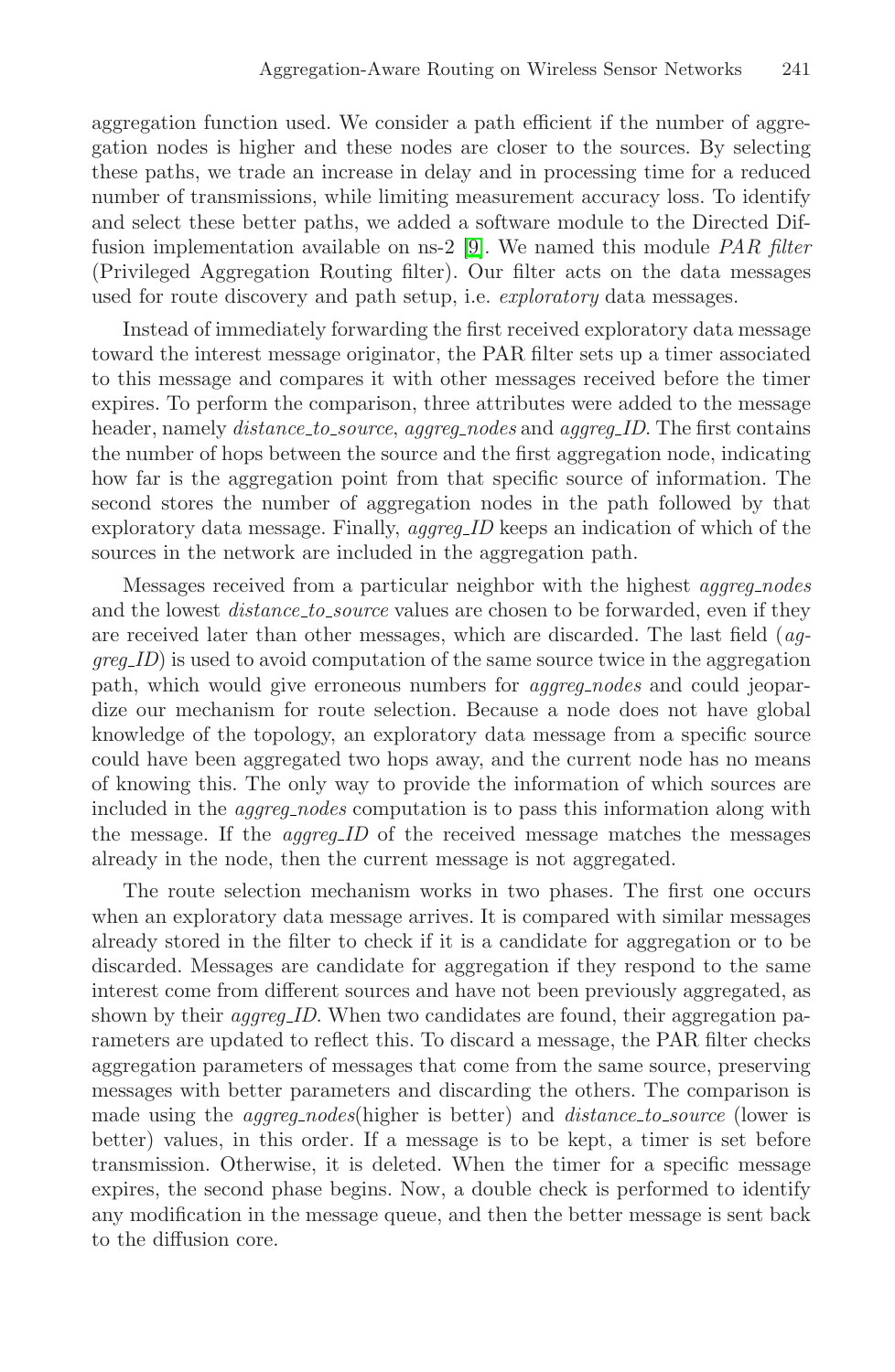aggregation function used. We consider a path efficient if the number of aggregation nodes is higher and these nodes are closer to the sources. By selecting these paths, we trade an increase in delay and in processing time for a reduced number of transmissions, while limiting measurement accuracy loss. To identify and select these better paths, we added a software module to the Directed Diffusion implementation available on ns-2 [9]. We named this module *PAR filter* (Privileged Aggregation Routing filter). Our filter acts on the data messages used for route discovery and path setup, i.e. *exploratory* data messages.

Instead of immediately forwarding the first received exploratory data message toward the interest message originator, the PAR filter sets up a timer associated to this message and compares it with other messages received before the timer expires. To perform the comparison, three attributes were added to the message header, namely *distance_to_source*, *aggreg_nodes* and *aggreg_ID*. The first contains the number of hops between the source and the first aggregation node, indicating how far is the aggregation point from that specific source of information. The second stores the number of aggregation nodes in the path followed by that exploratory data message. Finally, *aggreg_ID* keeps an indication of which of the sources in the network are included in the aggregation path.

Messages received from a particular neighbor with the highest *aggreg_nodes* and the lowest *distance_to_source* values are chosen to be forwarded, even if they are received later than other messages, which are discarded. The last field (*aggreg_ID*) is used to avoid computation of the same source twice in the aggregation path, which would give erroneous numbers for *aggreg_nodes* and could jeopardize our mechanism for route selection. Because a node does not have global knowledge of the topology, an exploratory data message from a specific source could have been aggregated two hops away, and the current node has no means of knowing this. The only way to provide the information of which sources are included in the *aggreg_nodes* computation is to pass this information along with the message. If the *aggreg_ID* of the received message matches the messages already in the node, then the current message is not aggregated.

The route selection mechanism works in two phases. The first one occurs when an exploratory data message arrives. It is compared with similar messages already stored in the filter to check if it is a candidate for aggregation or to be discarded. Messages are candidate for aggregation if they respond to the same interest come from different sources and have not been previously aggregated, as shown by their *aggreg_ID*. When two candidates are found, their aggregation parameters are updated to reflect this. To discard a message, the PAR filter checks aggregation parameters of messages that come from the same source, preserving messages with better parameters and discarding the others. The comparison is made using the *aggreg_nodes*(higher is better) and *distance_to_source* (lower is better) values, in this order. If a message is to be kept, a timer is set before transmission. Otherwise, it is deleted. When the timer for a specific message expires, the second phase begins. Now, a double check is performed to identify any modification in the message queue, and then the better message is sent back to the diffusion core.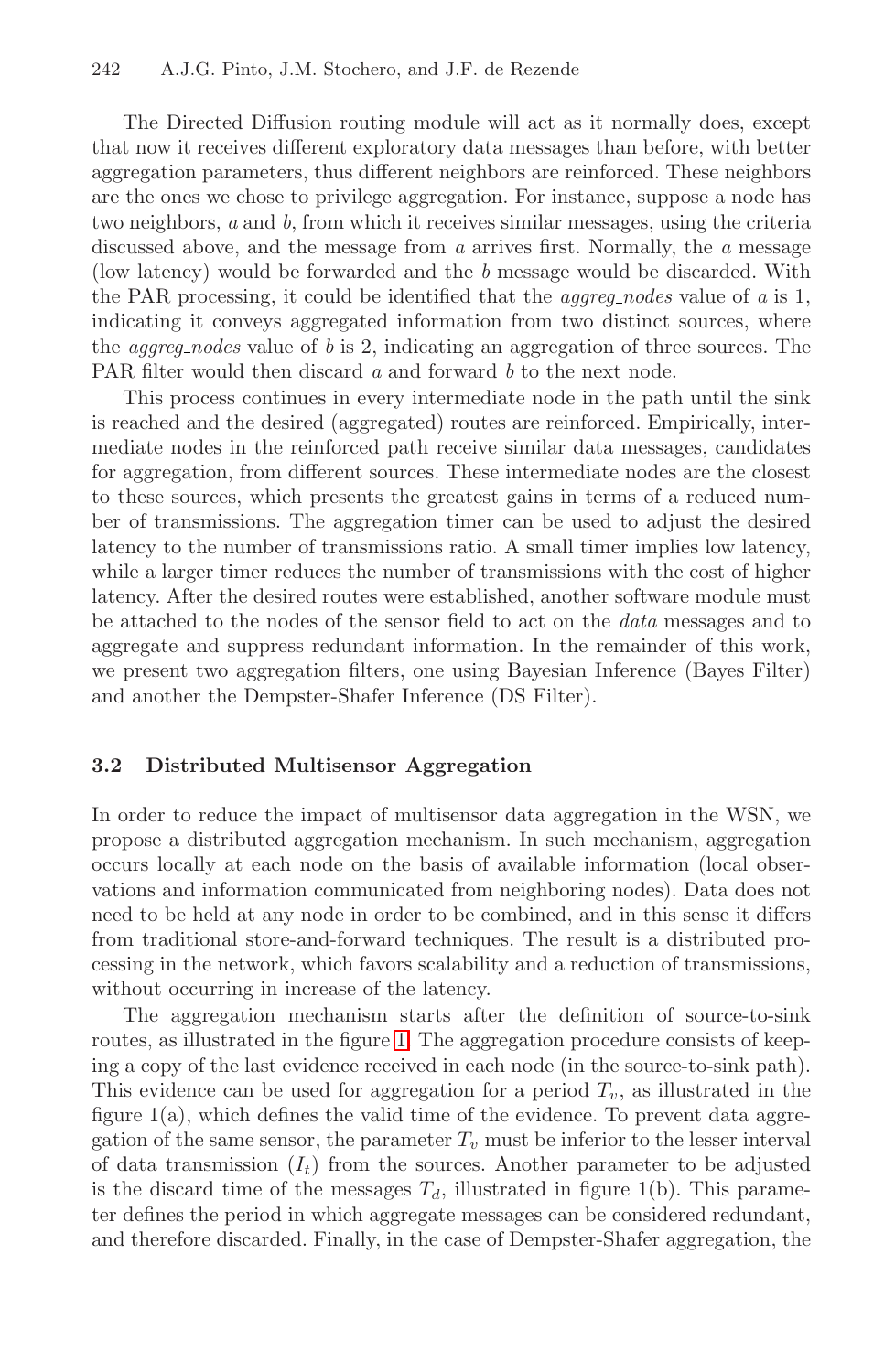The Directed Diffusion routing module will act as it normally does, except that now it receives different exploratory data messages than before, with better aggregation parameters, thus different neighbors are reinforced. These neighbors are the ones we chose to privilege aggregation. For instance, suppose a node has two neighbors, *a* and *b*, from which it receives similar messages, using the criteria discussed above, and the message from *a* arrives first. Normally, the *a* message (low latency) would be forwarded and the *b* message would be discarded. With the PAR processing, it could be identified that the *aggreg_nodes* value of *a* is 1, indicating it conveys aggregated information from two distinct sources, where the *aggreg_nodes* value of *b* is 2, indicating an aggregation of three sources. The PAR filter would then discard *a* and forward *b* to the next node.

This process continues in every intermediate node in the path until the sink is reached and the desired (aggregated) routes are reinforced. Empirically, intermediate nodes in the reinforced path receive similar data messages, candidates for aggregation, from different sources. These intermediate nodes are the closest to these sources, which presents the greatest gains in terms of a reduced number of transmissions. The aggregation timer can be used to adjust the desired latency to the number of transmissions ratio. A small timer implies low latency, while a larger timer reduces the number of transmissions with the cost of higher latency. After the desired routes were established, another software module must be attached to the nodes of the sensor field to act on the *data* messages and to aggregate and suppress redundant information. In the remainder of this work, we present two aggregation filters, one using Bayesian Inference (Bayes Filter) and another the Dempster-Shafer Inference (DS Filter).

### 3.2 Distributed Multisensor Aggregation

In order to reduce the impact of multisensor data aggregation in the WSN, we propose a distributed aggregation mechanism. In such mechanism, aggregation occurs locally at each node on the basis of available information (local observations and information communicated from neighboring nodes). Data does not need to be held at any node in order to be combined, and in this sense it differs from traditional store-and-forward techniques. The result is a distributed processing in the network, which favors scalability and a reduction of transmissions, without occurring in increase of the latency.

The aggregation mechanism starts after the definition of source-to-sink routes, as illustrated in the figure 1. The aggregation procedure consists of keeping a copy of the last evidence received in each node (in the source-to-sink path). This evidence can be used for aggregation for a period $T_v$, as illustrated in the figure 1(a), which defines the valid time of the evidence. To prevent data aggregation of the same sensor, the parameter $T_v$ must be inferior to the lesser interval of data transmission ($I_t$) from the sources. Another parameter to be adjusted is the discard time of the messages $T_d$, illustrated in figure 1(b). This parameter defines the period in which aggregate messages can be considered redundant, and therefore discarded. Finally, in the case of Dempster-Shafer aggregation, the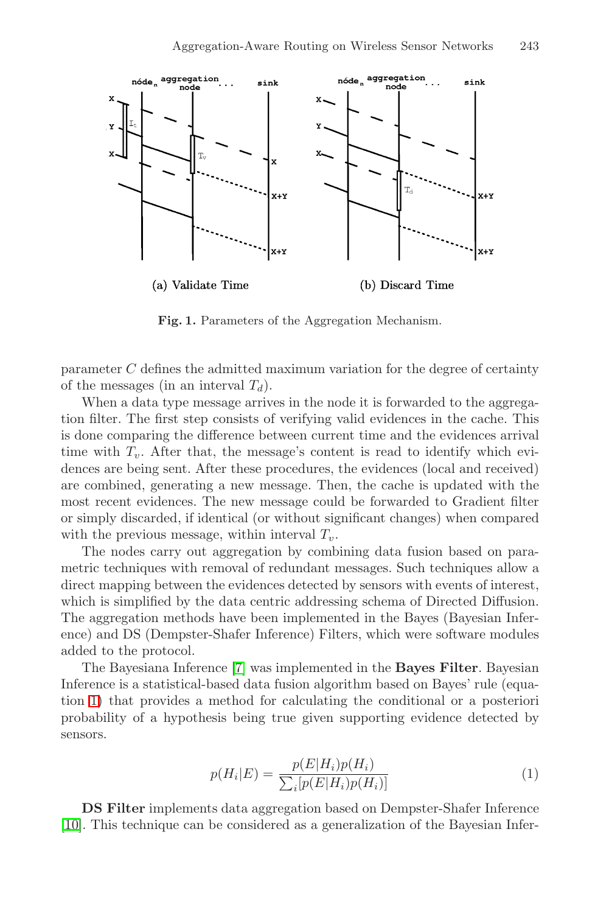(a) Validate Time

(b) Discard Time

**Fig. 1.** Parameters of the Aggregation Mechanism.

parameter $C$ defines the admitted maximum variation for the degree of certainty of the messages (in an interval $T_d$).

When a data type message arrives in the node it is forwarded to the aggregation filter. The first step consists of verifying valid evidences in the cache. This is done comparing the difference between current time and the evidences arrival time with $T_v$. After that, the message's content is read to identify which evidences are being sent. After these procedures, the evidences (local and received) are combined, generating a new message. Then, the cache is updated with the most recent evidences. The new message could be forwarded to Gradient filter or simply discarded, if identical (or without significant changes) when compared with the previous message, within interval $T_v$.

The nodes carry out aggregation by combining data fusion based on parametric techniques with removal of redundant messages. Such techniques allow a direct mapping between the evidences detected by sensors with events of interest, which is simplified by the data centric addressing schema of Directed Diffusion. The aggregation methods have been implemented in the Bayes (Bayesian Inference) and DS (Dempster-Shafer Inference) Filters, which were software modules added to the protocol.

The Bayesiana Inference [7] was implemented in the **Bayes Filter**. Bayesian Inference is a statistical-based data fusion algorithm based on Bayes' rule (equation 1) that provides a method for calculating the conditional or a posteriori probability of a hypothesis being true given supporting evidence detected by sensors.

$$p(H_i|E) = \frac{p(E|H_i)p(H_i)}{\sum_i [p(E|H_i)p(H_i)]} \tag{1}$$

**DS Filter** implements data aggregation based on Dempster-Shafer Inference [10]. This technique can be considered as a generalization of the Bayesian Infer-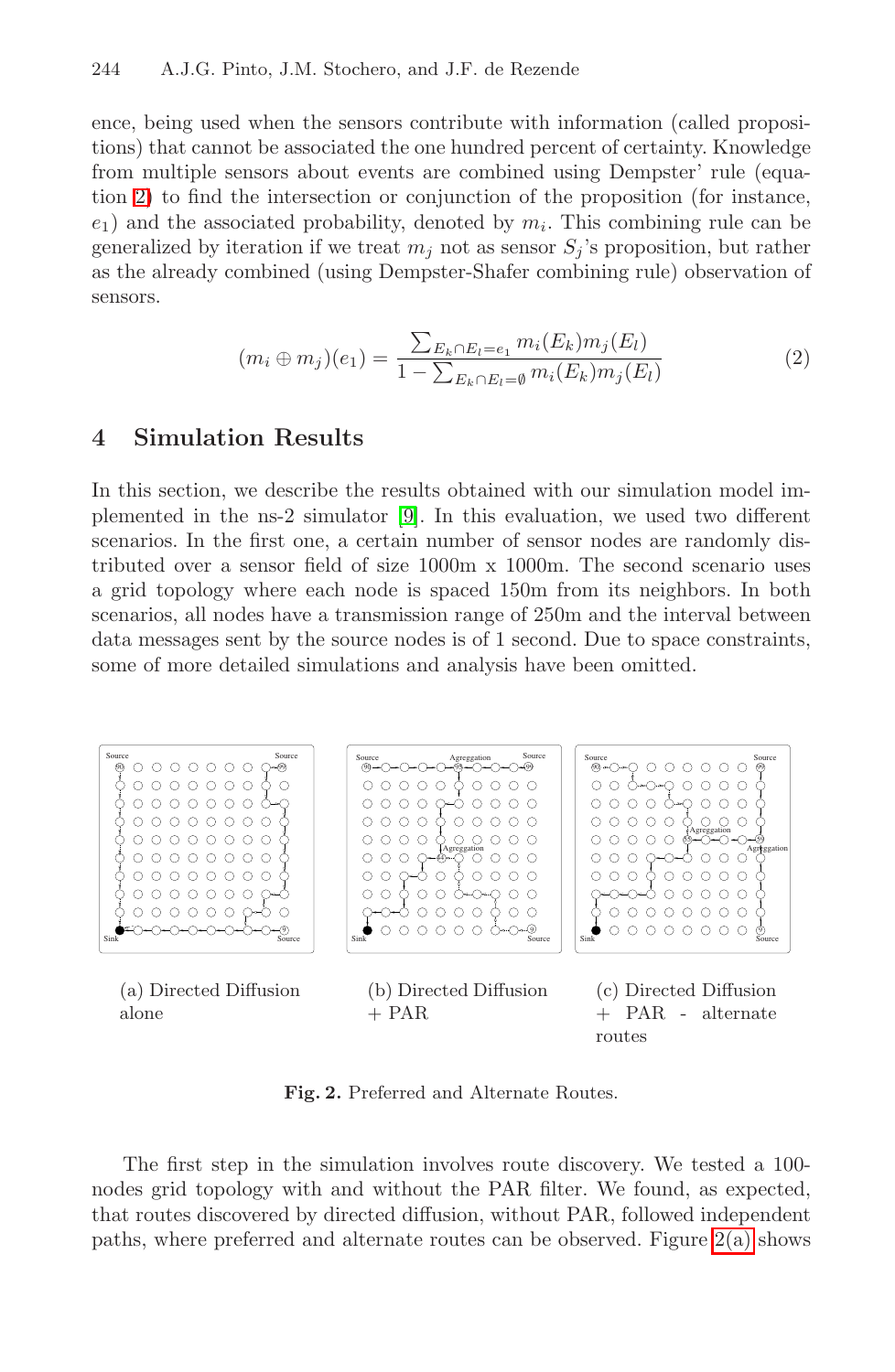ence, being used when the sensors contribute with information (called propositions) that cannot be associated the one hundred percent of certainty. Knowledge from multiple sensors about events are combined using Dempster' rule (equation 2) to find the intersection or conjunction of the proposition (for instance, $e_1$) and the associated probability, denoted by $m_i$. This combining rule can be generalized by iteration if we treat $m_j$ not as sensor $S_j$'s proposition, but rather as the already combined (using Dempster-Shafer combining rule) observation of sensors.

$$(m_i \oplus m_j)(e_1) = \frac{\sum_{E_k \cap E_l = e_1} m_i(E_k) m_j(E_l)}{1 - \sum_{E_k \cap E_l = \emptyset} m_i(E_k) m_j(E_l)} \tag{2}$$

## 4 Simulation Results

In this section, we describe the results obtained with our simulation model implemented in the ns-2 simulator [9]. In this evaluation, we used two different scenarios. In the first one, a certain number of sensor nodes are randomly distributed over a sensor field of size 1000m x 1000m. The second scenario uses a grid topology where each node is spaced 150m from its neighbors. In both scenarios, all nodes have a transmission range of 250m and the interval between data messages sent by the source nodes is of 1 second. Due to space constraints, some of more detailed simulations and analysis have been omitted.

(a) Directed Diffusion alone

(b) Directed Diffusion + PAR

(c) Directed Diffusion + PAR - alternate routes

**Fig. 2.** Preferred and Alternate Routes.

The first step in the simulation involves route discovery. We tested a 100-nodes grid topology with and without the PAR filter. We found, as expected, that routes discovered by directed diffusion, without PAR, followed independent paths, where preferred and alternate routes can be observed. Figure 2(a) shows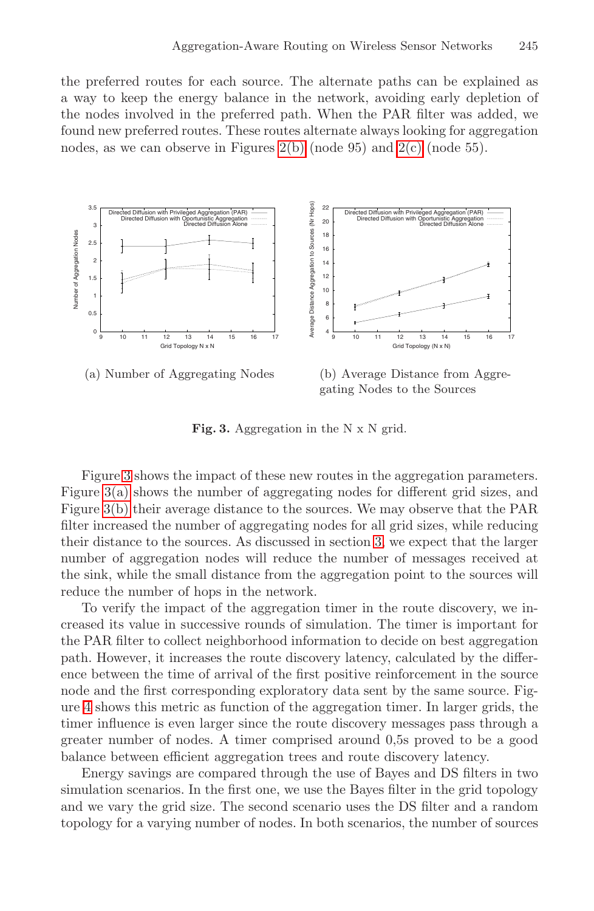the preferred routes for each source. The alternate paths can be explained as a way to keep the energy balance in the network, avoiding early depletion of the nodes involved in the preferred path. When the PAR filter was added, we found new preferred routes. These routes alternate always looking for aggregation nodes, as we can observe in Figures 2(b) (node 95) and 2(c) (node 55).

(a) Number of Aggregating Nodes

(b) Average Distance from Aggregating Nodes to the Sources

**Fig. 3.** Aggregation in the N x N grid.

Figure 3 shows the impact of these new routes in the aggregation parameters. Figure 3(a) shows the number of aggregating nodes for different grid sizes, and Figure 3(b) their average distance to the sources. We may observe that the PAR filter increased the number of aggregating nodes for all grid sizes, while reducing their distance to the sources. As discussed in section 3, we expect that the larger number of aggregation nodes will reduce the number of messages received at the sink, while the small distance from the aggregation point to the sources will reduce the number of hops in the network.

To verify the impact of the aggregation timer in the route discovery, we increased its value in successive rounds of simulation. The timer is important for the PAR filter to collect neighborhood information to decide on best aggregation path. However, it increases the route discovery latency, calculated by the difference between the time of arrival of the first positive reinforcement in the source node and the first corresponding exploratory data sent by the same source. Figure 4 shows this metric as function of the aggregation timer. In larger grids, the timer influence is even larger since the route discovery messages pass through a greater number of nodes. A timer comprised around 0,5s proved to be a good balance between efficient aggregation trees and route discovery latency.

Energy savings are compared through the use of Bayes and DS filters in two simulation scenarios. In the first one, we use the Bayes filter in the grid topology and we vary the grid size. The second scenario uses the DS filter and a random topology for a varying number of nodes. In both scenarios, the number of sources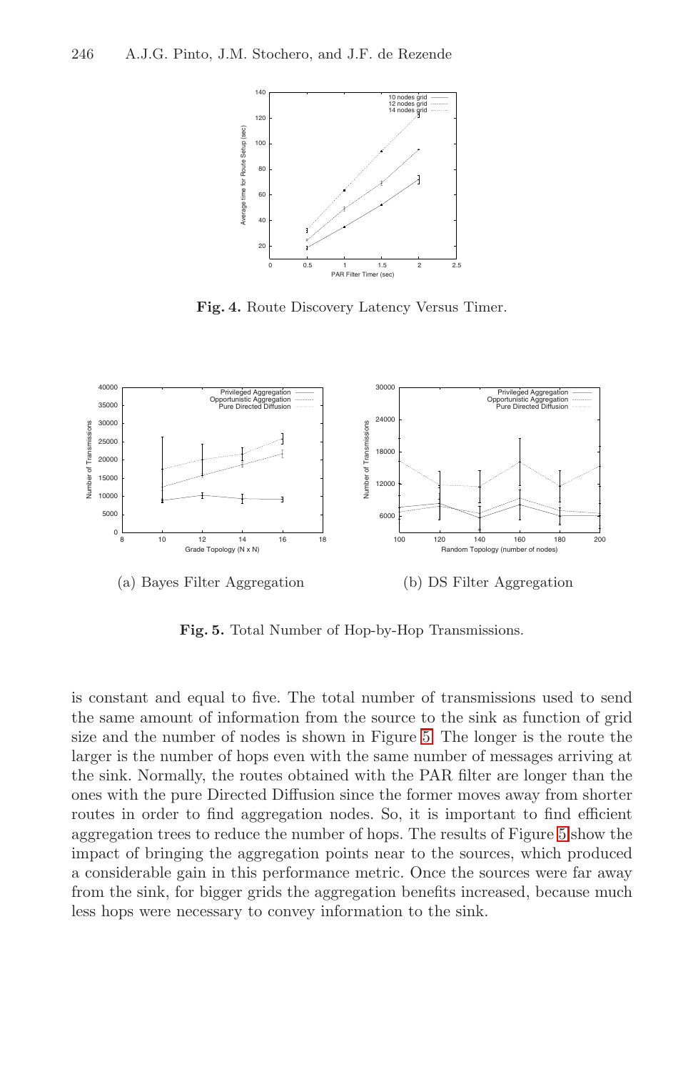**Fig. 4.** Route Discovery Latency Versus Timer.

(a) Bayes Filter Aggregation

(b) DS Filter Aggregation

**Fig. 5.** Total Number of Hop-by-Hop Transmissions.

is constant and equal to five. The total number of transmissions used to send the same amount of information from the source to the sink as function of grid size and the number of nodes is shown in Figure 5. The longer is the route the larger is the number of hops even with the same number of messages arriving at the sink. Normally, the routes obtained with the PAR filter are longer than the ones with the pure Directed Diffusion since the former moves away from shorter routes in order to find aggregation nodes. So, it is important to find efficient aggregation trees to reduce the number of hops. The results of Figure 5 show the impact of bringing the aggregation points near to the sources, which produced a considerable gain in this performance metric. Once the sources were far away from the sink, for bigger grids the aggregation benefits increased, because much less hops were necessary to convey information to the sink.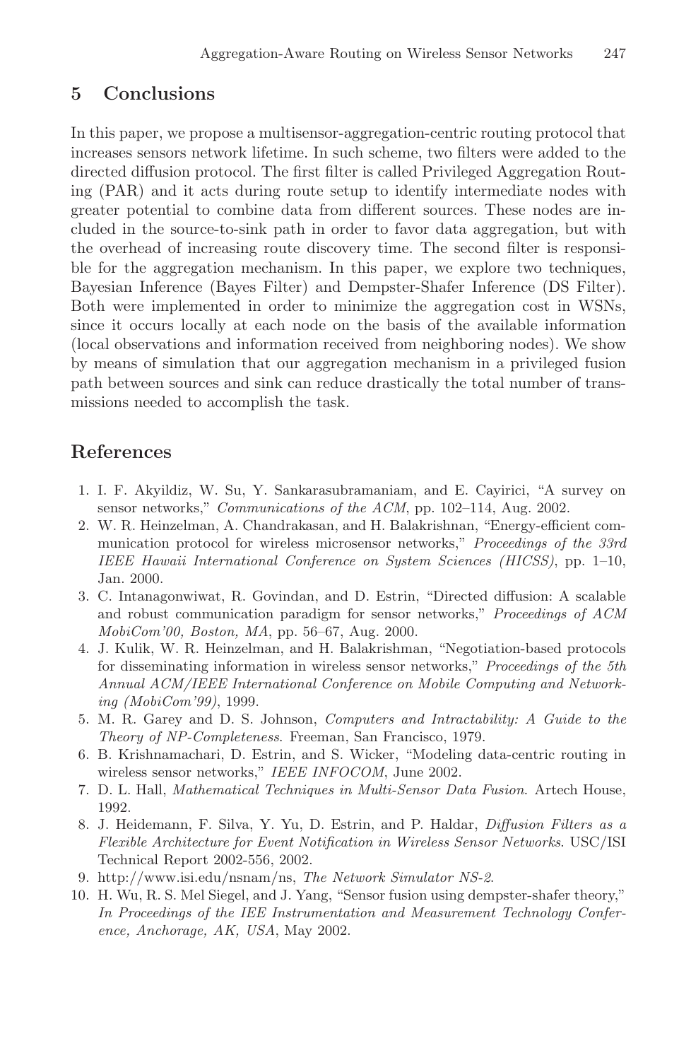## 5 Conclusions

In this paper, we propose a multisensor-aggregation-centric routing protocol that increases sensors network lifetime. In such scheme, two filters were added to the directed diffusion protocol. The first filter is called Privileged Aggregation Routing (PAR) and it acts during route setup to identify intermediate nodes with greater potential to combine data from different sources. These nodes are included in the source-to-sink path in order to favor data aggregation, but with the overhead of increasing route discovery time. The second filter is responsible for the aggregation mechanism. In this paper, we explore two techniques, Bayesian Inference (Bayes Filter) and Dempster-Shafer Inference (DS Filter). Both were implemented in order to minimize the aggregation cost in WSNs, since it occurs locally at each node on the basis of the available information (local observations and information received from neighboring nodes). We show by means of simulation that our aggregation mechanism in a privileged fusion path between sources and sink can reduce drastically the total number of transmissions needed to accomplish the task.

## References

1. I. F. Akyildiz, W. Su, Y. Sankarasubramaniam, and E. Cayirici, "A survey on sensor networks," *Communications of the ACM*, pp. 102–114, Aug. 2002.
2. W. R. Heinzelman, A. Chandrakasan, and H. Balakrishnan, "Energy-efficient communication protocol for wireless microsensor networks," *Proceedings of the 33rd IEEE Hawaii International Conference on System Sciences (HICSS)*, pp. 1–10, Jan. 2000.
3. C. Intanagonwiwat, R. Govindan, and D. Estrin, "Directed diffusion: A scalable and robust communication paradigm for sensor networks," *Proceedings of ACM MobiCom'00, Boston, MA*, pp. 56–67, Aug. 2000.
4. J. Kulik, W. R. Heinzelman, and H. Balakrishman, "Negotiation-based protocols for disseminating information in wireless sensor networks," *Proceedings of the 5th Annual ACM/IEEE International Conference on Mobile Computing and Networking (MobiCom'99)*, 1999.
5. M. R. Garey and D. S. Johnson, *Computers and Intractability: A Guide to the Theory of NP-Completeness*. Freeman, San Francisco, 1979.
6. B. Krishnamachari, D. Estrin, and S. Wicker, "Modeling data-centric routing in wireless sensor networks," *IEEE INFOCOM*, June 2002.
7. D. L. Hall, *Mathematical Techniques in Multi-Sensor Data Fusion*. Artech House, 1992.
8. J. Heidemann, F. Silva, Y. Yu, D. Estrin, and P. Haldar, *Diffusion Filters as a Flexible Architecture for Event Notification in Wireless Sensor Networks*. USC/ISI Technical Report 2002-556, 2002.
9. http://www.isi.edu/nsnam/ns, *The Network Simulator NS-2*.
10. H. Wu, R. S. Mel Siegel, and J. Yang, "Sensor fusion using dempster-shafer theory," *In Proceedings of the IEE Instrumentation and Measurement Technology Conference, Anchorage, AK, USA*, May 2002.